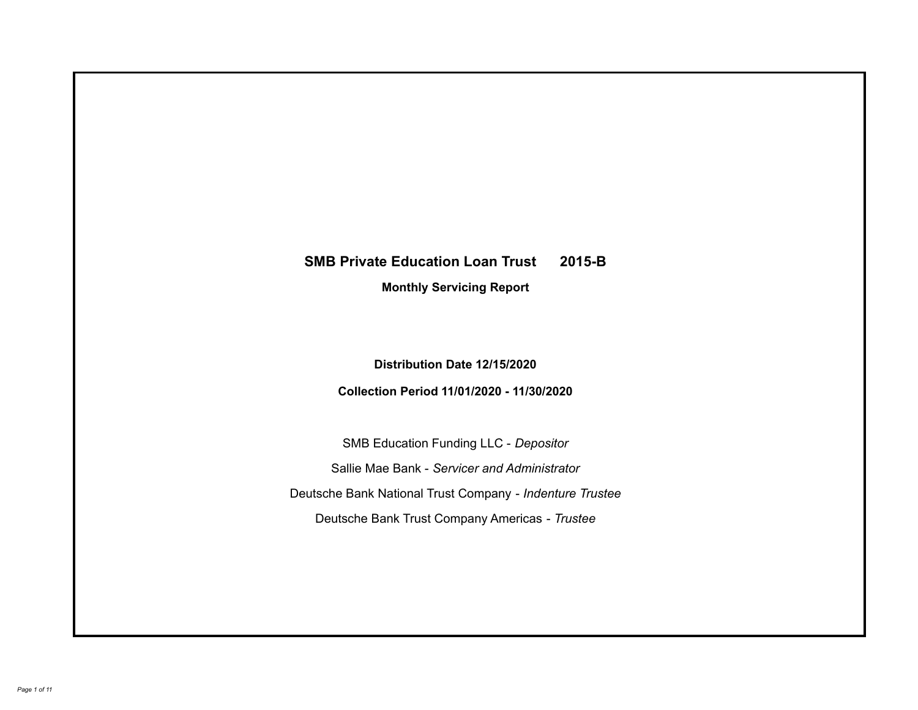# SMB Private Education Loan Trust 2015-B

## Monthly Servicing Report

**Distribution Date 12/15/2020**

**Collection Period 11/01/2020 - 11/30/2020**

SMB Education Funding LLC - *Depositor*

Sallie Mae Bank - *Servicer and Administrator*

Deutsche Bank National Trust Company - *Indenture Trustee*

Deutsche Bank Trust Company Americas - *Trustee*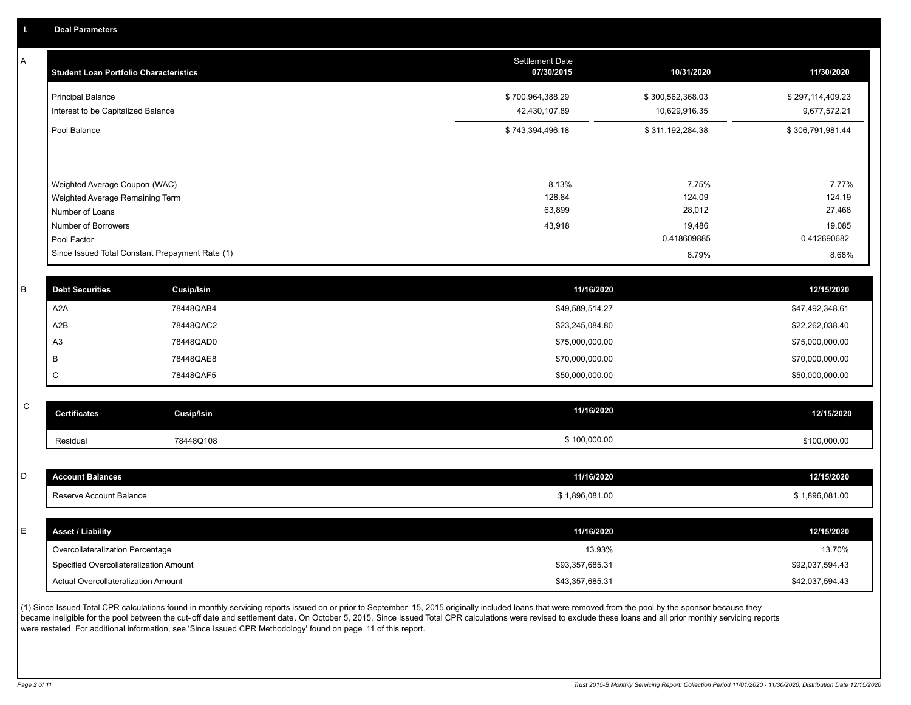## I. Deal Parameters

### A

| Student Loan Portfolio Characteristics | Settlement Date 07/30/2015 | 10/31/2020 | 11/30/2020 |
|---|---|---|---|
| Principal Balance | $ 700,964,388.29 | $ 300,562,368.03 | $ 297,114,409.23 |
| Interest to be Capitalized Balance | 42,430,107.89 | 10,629,916.35 | 9,677,572.21 |
| Pool Balance | $ 743,394,496.18 | $ 311,192,284.38 | $ 306,791,981.44 |
| Weighted Average Coupon (WAC) | 8.13% | 7.75% | 7.77% |
| Weighted Average Remaining Term | 128.84 | 124.09 | 124.19 |
| Number of Loans | 63,899 | 28,012 | 27,468 |
| Number of Borrowers | 43,918 | 19,486 | 19,085 |
| Pool Factor | | 0.418609885 | 0.412690682 |
| Since Issued Total Constant Prepayment Rate (1) | | 8.79% | 8.68% |

### B

| Debt Securities | Cusip/Isin | 11/16/2020 | 12/15/2020 |
|---|---|---|---|
| A2A | 78448QAB4 | $49,589,514.27 | $47,492,348.61 |
| A2B | 78448QAC2 | $23,245,084.80 | $22,262,038.40 |
| A3 | 78448QAD0 | $75,000,000.00 | $75,000,000.00 |
| B | 78448QAE8 | $70,000,000.00 | $70,000,000.00 |
| C | 78448QAF5 | $50,000,000.00 | $50,000,000.00 |

### C

| Certificates | Cusip/Isin | 11/16/2020 | 12/15/2020 |
|---|---|---|---|
| Residual | 78448Q108 | $ 100,000.00 | $100,000.00 |

### D

| Account Balances | 11/16/2020 | 12/15/2020 |
|---|---|---|
| Reserve Account Balance | $ 1,896,081.00 | $ 1,896,081.00 |

### E

| Asset / Liability | 11/16/2020 | 12/15/2020 |
|---|---|---|
| Overcollateralization Percentage | 13.93% | 13.70% |
| Specified Overcollateralization Amount | $93,357,685.31 | $92,037,594.43 |
| Actual Overcollateralization Amount | $43,357,685.31 | $42,037,594.43 |

(1) Since Issued Total CPR calculations found in monthly servicing reports issued on or prior to September 15, 2015 originally included loans that were removed from the pool by the sponsor because they became ineligible for the pool between the cut-off date and settlement date. On October 5, 2015, Since Issued Total CPR calculations were revised to exclude these loans and all prior monthly servicing reports were restated. For additional information, see 'Since Issued CPR Methodology' found on page 11 of this report.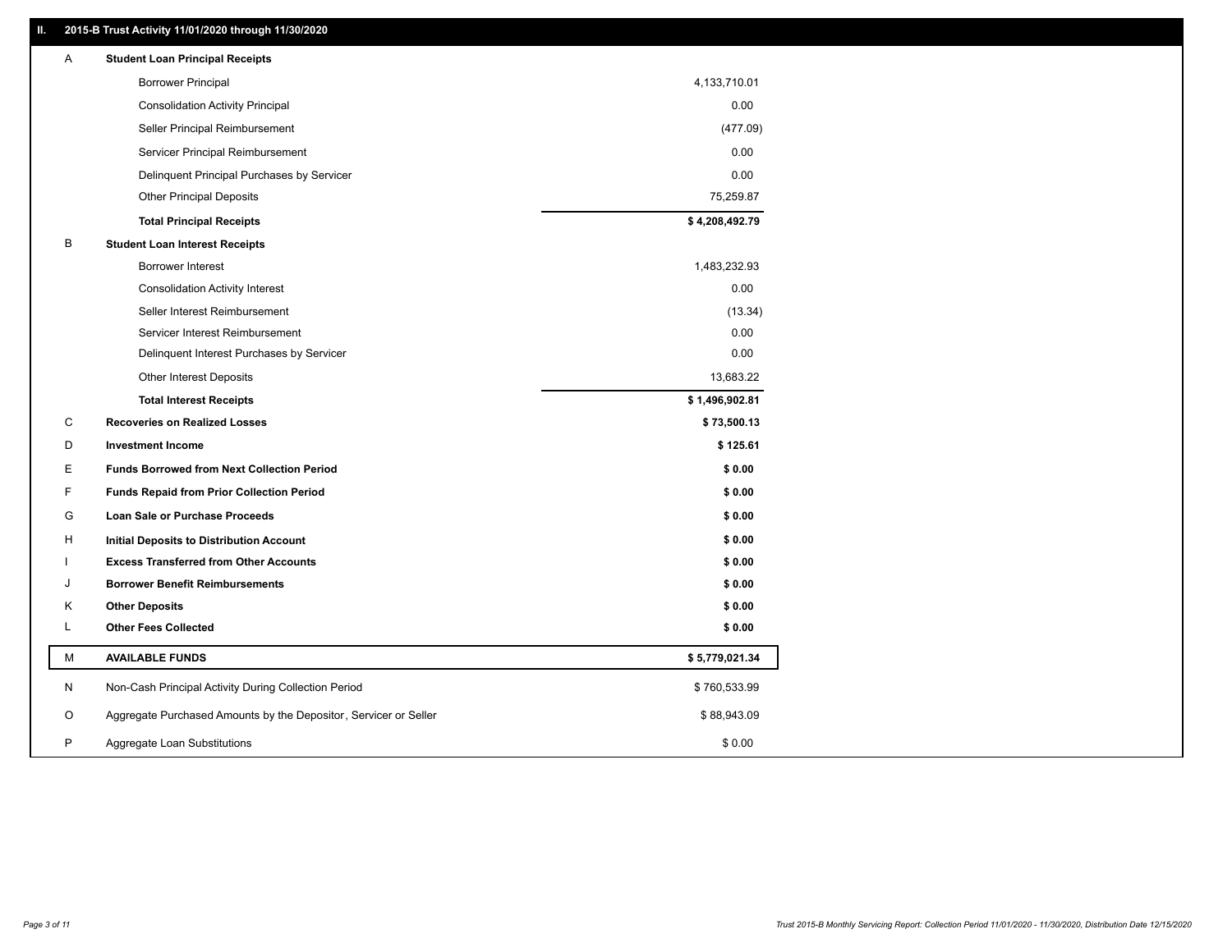## II. 2015-B Trust Activity 11/01/2020 through 11/30/2020

| | | |
|---|---|---|
| A | **Student Loan Principal Receipts** | |
| | Borrower Principal | 4,133,710.01 |
| | Consolidation Activity Principal | 0.00 |
| | Seller Principal Reimbursement | (477.09) |
| | Servicer Principal Reimbursement | 0.00 |
| | Delinquent Principal Purchases by Servicer | 0.00 |
| | Other Principal Deposits | 75,259.87 |
| | **Total Principal Receipts** | **$ 4,208,492.79** |
| B | **Student Loan Interest Receipts** | |
| | Borrower Interest | 1,483,232.93 |
| | Consolidation Activity Interest | 0.00 |
| | Seller Interest Reimbursement | (13.34) |
| | Servicer Interest Reimbursement | 0.00 |
| | Delinquent Interest Purchases by Servicer | 0.00 |
| | Other Interest Deposits | 13,683.22 |
| | **Total Interest Receipts** | **$ 1,496,902.81** |
| C | **Recoveries on Realized Losses** | **$ 73,500.13** |
| D | **Investment Income** | **$ 125.61** |
| E | **Funds Borrowed from Next Collection Period** | **$ 0.00** |
| F | **Funds Repaid from Prior Collection Period** | **$ 0.00** |
| G | **Loan Sale or Purchase Proceeds** | **$ 0.00** |
| H | **Initial Deposits to Distribution Account** | **$ 0.00** |
| I | **Excess Transferred from Other Accounts** | **$ 0.00** |
| J | **Borrower Benefit Reimbursements** | **$ 0.00** |
| K | **Other Deposits** | **$ 0.00** |
| L | **Other Fees Collected** | **$ 0.00** |
| M | **AVAILABLE FUNDS** | **$ 5,779,021.34** |
| N | Non-Cash Principal Activity During Collection Period | $ 760,533.99 |
| O | Aggregate Purchased Amounts by the Depositor, Servicer or Seller | $ 88,943.09 |
| P | Aggregate Loan Substitutions | $ 0.00 |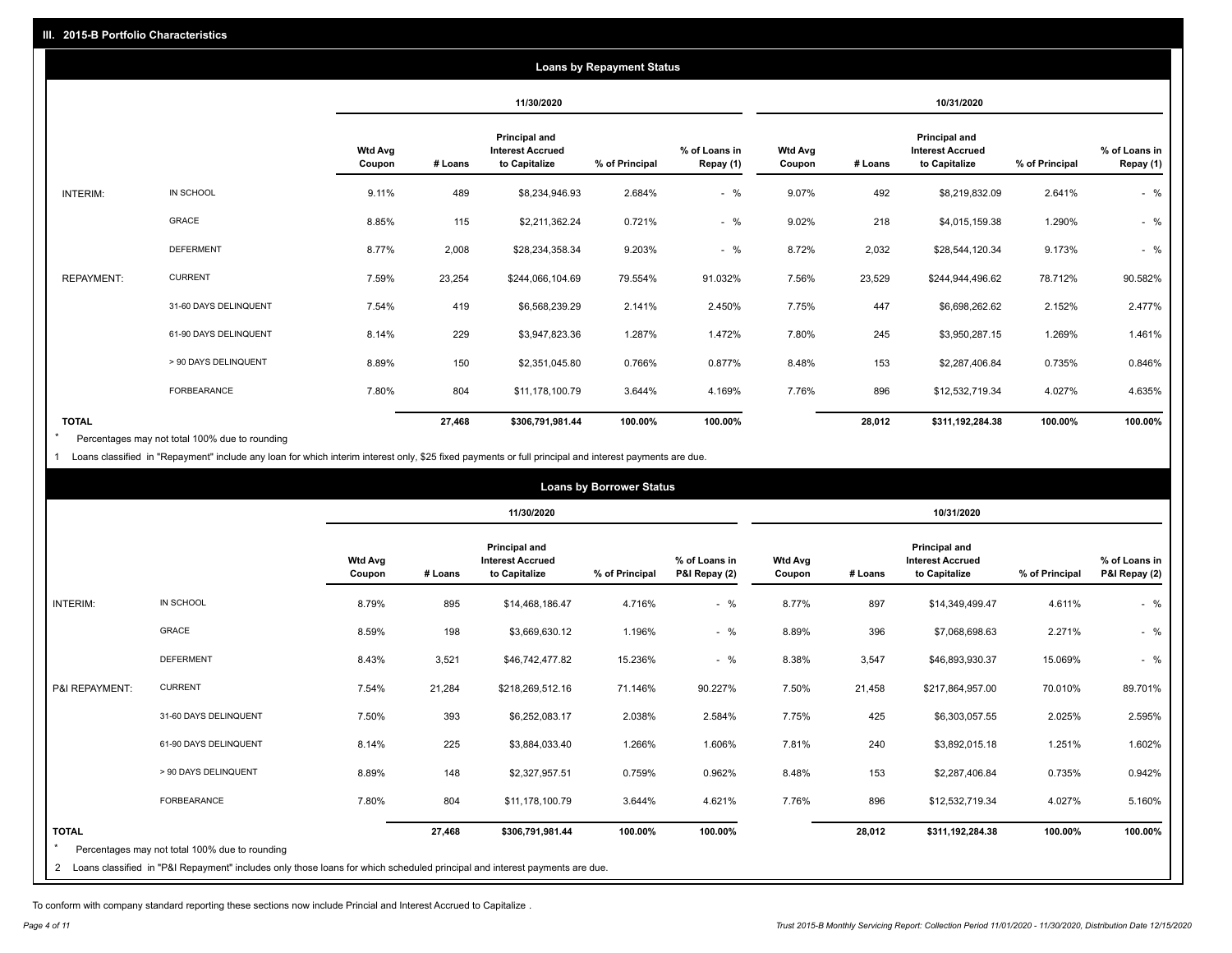## III. 2015-B Portfolio Characteristics

### Loans by Repayment Status

| | | 11/30/2020 | | | | | 10/31/2020 | | | | |
|---|---|---|---|---|---|---|---|---|---|---|---|
| | | Wtd Avg Coupon | # Loans | Principal and Interest Accrued to Capitalize | % of Principal | % of Loans in Repay (1) | Wtd Avg Coupon | # Loans | Principal and Interest Accrued to Capitalize | % of Principal | % of Loans in Repay (1) |
| INTERIM: | IN SCHOOL | 9.11% | 489 | $8,234,946.93 | 2.684% | - % | 9.07% | 492 | $8,219,832.09 | 2.641% | - % |
| | GRACE | 8.85% | 115 | $2,211,362.24 | 0.721% | - % | 9.02% | 218 | $4,015,159.38 | 1.290% | - % |
| | DEFERMENT | 8.77% | 2,008 | $28,234,358.34 | 9.203% | - % | 8.72% | 2,032 | $28,544,120.34 | 9.173% | - % |
| REPAYMENT: | CURRENT | 7.59% | 23,254 | $244,066,104.69 | 79.554% | 91.032% | 7.56% | 23,529 | $244,944,496.62 | 78.712% | 90.582% |
| | 31-60 DAYS DELINQUENT | 7.54% | 419 | $6,568,239.29 | 2.141% | 2.450% | 7.75% | 447 | $6,698,262.62 | 2.152% | 2.477% |
| | 61-90 DAYS DELINQUENT | 8.14% | 229 | $3,947,823.36 | 1.287% | 1.472% | 7.80% | 245 | $3,950,287.15 | 1.269% | 1.461% |
| | > 90 DAYS DELINQUENT | 8.89% | 150 | $2,351,045.80 | 0.766% | 0.877% | 8.48% | 153 | $2,287,406.84 | 0.735% | 0.846% |
| | FORBEARANCE | 7.80% | 804 | $11,178,100.79 | 3.644% | 4.169% | 7.76% | 896 | $12,532,719.34 | 4.027% | 4.635% |
| **TOTAL** | | | **27,468** | **$306,791,981.44** | **100.00%** | **100.00%** | | **28,012** | **$311,192,284.38** | **100.00%** | **100.00%** |

* Percentages may not total 100% due to rounding

1 Loans classified in "Repayment" include any loan for which interim interest only, $25 fixed payments or full principal and interest payments are due.

### Loans by Borrower Status

| | | 11/30/2020 | | | | | 10/31/2020 | | | | |
|---|---|---|---|---|---|---|---|---|---|---|---|
| | | Wtd Avg Coupon | # Loans | Principal and Interest Accrued to Capitalize | % of Principal | % of Loans in P&I Repay (2) | Wtd Avg Coupon | # Loans | Principal and Interest Accrued to Capitalize | % of Principal | % of Loans in P&I Repay (2) |
| INTERIM: | IN SCHOOL | 8.79% | 895 | $14,468,186.47 | 4.716% | - % | 8.77% | 897 | $14,349,499.47 | 4.611% | - % |
| | GRACE | 8.59% | 198 | $3,669,630.12 | 1.196% | - % | 8.89% | 396 | $7,068,698.63 | 2.271% | - % |
| | DEFERMENT | 8.43% | 3,521 | $46,742,477.82 | 15.236% | - % | 8.38% | 3,547 | $46,893,930.37 | 15.069% | - % |
| P&I REPAYMENT: | CURRENT | 7.54% | 21,284 | $218,269,512.16 | 71.146% | 90.227% | 7.50% | 21,458 | $217,864,957.00 | 70.010% | 89.701% |
| | 31-60 DAYS DELINQUENT | 7.50% | 393 | $6,252,083.17 | 2.038% | 2.584% | 7.75% | 425 | $6,303,057.55 | 2.025% | 2.595% |
| | 61-90 DAYS DELINQUENT | 8.14% | 225 | $3,884,033.40 | 1.266% | 1.606% | 7.81% | 240 | $3,892,015.18 | 1.251% | 1.602% |
| | > 90 DAYS DELINQUENT | 8.89% | 148 | $2,327,957.51 | 0.759% | 0.962% | 8.48% | 153 | $2,287,406.84 | 0.735% | 0.942% |
| | FORBEARANCE | 7.80% | 804 | $11,178,100.79 | 3.644% | 4.621% | 7.76% | 896 | $12,532,719.34 | 4.027% | 5.160% |
| **TOTAL** | | | **27,468** | **$306,791,981.44** | **100.00%** | **100.00%** | | **28,012** | **$311,192,284.38** | **100.00%** | **100.00%** |

* Percentages may not total 100% due to rounding

2 Loans classified in "P&I Repayment" includes only those loans for which scheduled principal and interest payments are due.

To conform with company standard reporting these sections now include Princial and Interest Accrued to Capitalize .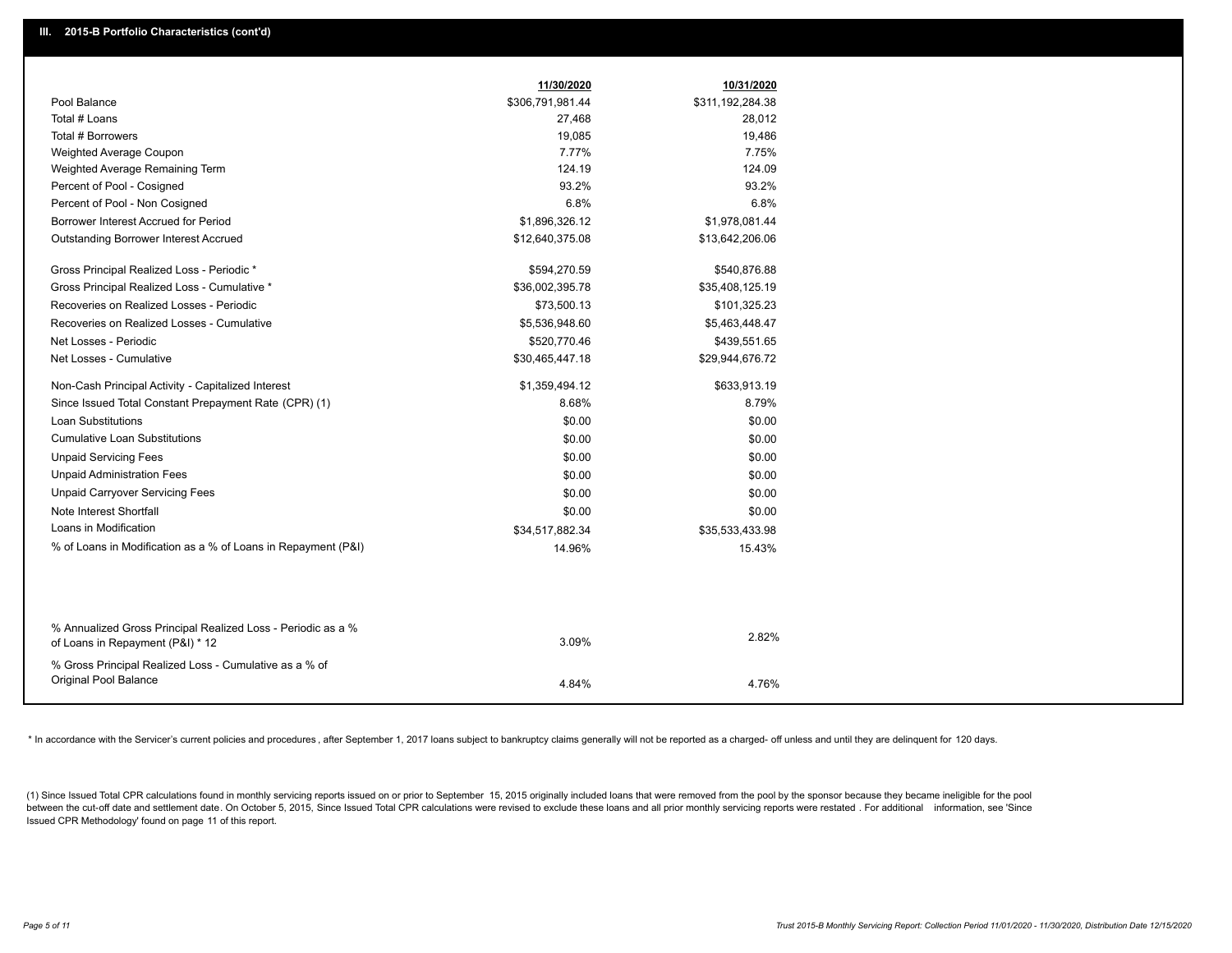## III. 2015-B Portfolio Characteristics (cont'd)

| | 11/30/2020 | 10/31/2020 |
|---|---|---|
| Pool Balance | $306,791,981.44 | $311,192,284.38 |
| Total # Loans | 27,468 | 28,012 |
| Total # Borrowers | 19,085 | 19,486 |
| Weighted Average Coupon | 7.77% | 7.75% |
| Weighted Average Remaining Term | 124.19 | 124.09 |
| Percent of Pool - Cosigned | 93.2% | 93.2% |
| Percent of Pool - Non Cosigned | 6.8% | 6.8% |
| Borrower Interest Accrued for Period | $1,896,326.12 | $1,978,081.44 |
| Outstanding Borrower Interest Accrued | $12,640,375.08 | $13,642,206.06 |
| Gross Principal Realized Loss - Periodic * | $594,270.59 | $540,876.88 |
| Gross Principal Realized Loss - Cumulative * | $36,002,395.78 | $35,408,125.19 |
| Recoveries on Realized Losses - Periodic | $73,500.13 | $101,325.23 |
| Recoveries on Realized Losses - Cumulative | $5,536,948.60 | $5,463,448.47 |
| Net Losses - Periodic | $520,770.46 | $439,551.65 |
| Net Losses - Cumulative | $30,465,447.18 | $29,944,676.72 |
| Non-Cash Principal Activity - Capitalized Interest | $1,359,494.12 | $633,913.19 |
| Since Issued Total Constant Prepayment Rate (CPR) (1) | 8.68% | 8.79% |
| Loan Substitutions | $0.00 | $0.00 |
| Cumulative Loan Substitutions | $0.00 | $0.00 |
| Unpaid Servicing Fees | $0.00 | $0.00 |
| Unpaid Administration Fees | $0.00 | $0.00 |
| Unpaid Carryover Servicing Fees | $0.00 | $0.00 |
| Note Interest Shortfall | $0.00 | $0.00 |
| Loans in Modification | $34,517,882.34 | $35,533,433.98 |
| % of Loans in Modification as a % of Loans in Repayment (P&I) | 14.96% | 15.43% |
| % Annualized Gross Principal Realized Loss - Periodic as a % of Loans in Repayment (P&I) * 12 | 3.09% | 2.82% |
| % Gross Principal Realized Loss - Cumulative as a % of Original Pool Balance | 4.84% | 4.76% |

* In accordance with the Servicer's current policies and procedures, after September 1, 2017 loans subject to bankruptcy claims generally will not be reported as a charged- off unless and until they are delinquent for 120 days.

(1) Since Issued Total CPR calculations found in monthly servicing reports issued on or prior to September 15, 2015 originally included loans that were removed from the pool by the sponsor because they became ineligible for the pool between the cut-off date and settlement date. On October 5, 2015, Since Issued Total CPR calculations were revised to exclude these loans and all prior monthly servicing reports were restated . For additional information, see 'Since Issued CPR Methodology' found on page 11 of this report.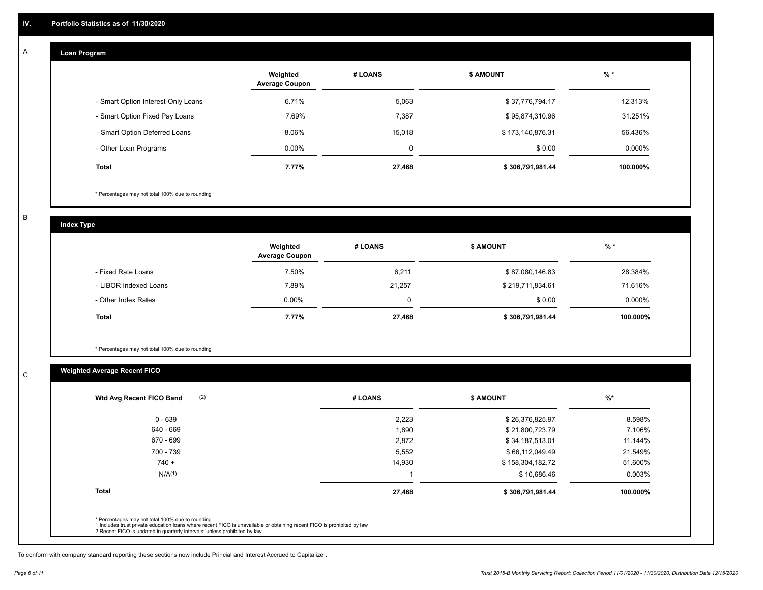## IV. Portfolio Statistics as of 11/30/2020

### A

#### Loan Program

| | Weighted Average Coupon | # LOANS | $ AMOUNT | % * |
|---|---|---|---|---|
| - Smart Option Interest-Only Loans | 6.71% | 5,063 | $ 37,776,794.17 | 12.313% |
| - Smart Option Fixed Pay Loans | 7.69% | 7,387 | $ 95,874,310.96 | 31.251% |
| - Smart Option Deferred Loans | 8.06% | 15,018 | $ 173,140,876.31 | 56.436% |
| - Other Loan Programs | 0.00% | 0 | $ 0.00 | 0.000% |
| **Total** | **7.77%** | **27,468** | **$ 306,791,981.44** | **100.000%** |

* Percentages may not total 100% due to rounding

### B

#### Index Type

| | Weighted Average Coupon | # LOANS | $ AMOUNT | % * |
|---|---|---|---|---|
| - Fixed Rate Loans | 7.50% | 6,211 | $ 87,080,146.83 | 28.384% |
| - LIBOR Indexed Loans | 7.89% | 21,257 | $ 219,711,834.61 | 71.616% |
| - Other Index Rates | 0.00% | 0 | $ 0.00 | 0.000% |
| **Total** | **7.77%** | **27,468** | **$ 306,791,981.44** | **100.000%** |

* Percentages may not total 100% due to rounding

### C

#### Weighted Average Recent FICO

| Wtd Avg Recent FICO Band (2) | # LOANS | $ AMOUNT | %* |
|---|---|---|---|
| 0 - 639 | 2,223 | $ 26,376,825.97 | 8.598% |
| 640 - 669 | 1,890 | $ 21,800,723.79 | 7.106% |
| 670 - 699 | 2,872 | $ 34,187,513.01 | 11.144% |
| 700 - 739 | 5,552 | $ 66,112,049.49 | 21.549% |
| 740 + | 14,930 | $ 158,304,182.72 | 51.600% |
| N/A(1) | 1 | $ 10,686.46 | 0.003% |
| **Total** | **27,468** | **$ 306,791,981.44** | **100.000%** |

* Percentages may not total 100% due to rounding
1 Includes trust private education loans where recent FICO is unavailable or obtaining recent FICO is prohibited by law
2 Recent FICO is updated in quarterly intervals; unless prohibited by law

To conform with company standard reporting these sections now include Princial and Interest Accrued to Capitalize .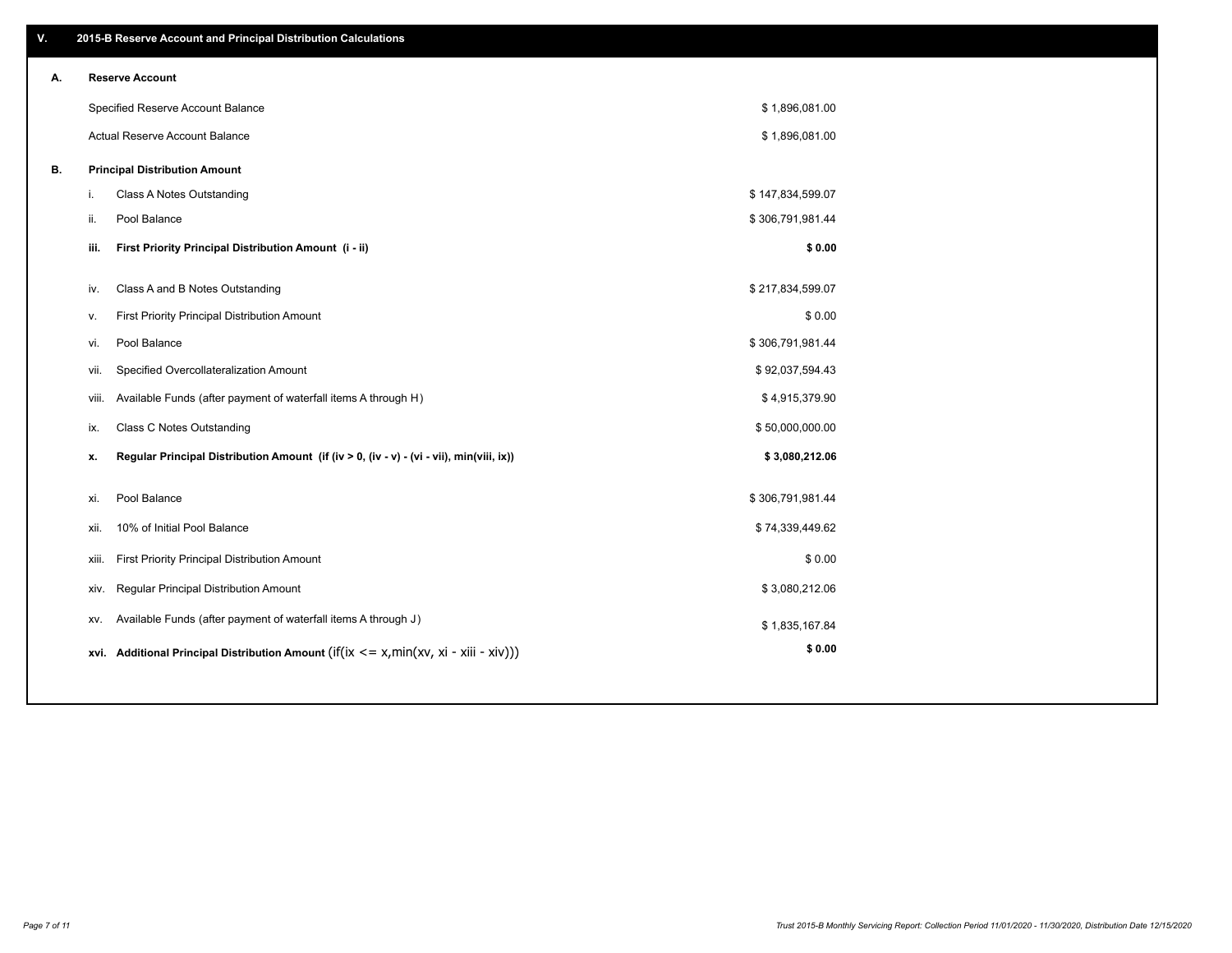## V. 2015-B Reserve Account and Principal Distribution Calculations

| | | |
|---|---|---|
| **A.** | **Reserve Account** | |
| | Specified Reserve Account Balance | $ 1,896,081.00 |
| | Actual Reserve Account Balance | $ 1,896,081.00 |
| **B.** | **Principal Distribution Amount** | |
| | i. Class A Notes Outstanding | $ 147,834,599.07 |
| | ii. Pool Balance | $ 306,791,981.44 |
| | **iii. First Priority Principal Distribution Amount (i - ii)** | **$ 0.00** |
| | iv. Class A and B Notes Outstanding | $ 217,834,599.07 |
| | v. First Priority Principal Distribution Amount | $ 0.00 |
| | vi. Pool Balance | $ 306,791,981.44 |
| | vii. Specified Overcollateralization Amount | $ 92,037,594.43 |
| | viii. Available Funds (after payment of waterfall items A through H) | $ 4,915,379.90 |
| | ix. Class C Notes Outstanding | $ 50,000,000.00 |
| | **x. Regular Principal Distribution Amount (if (iv > 0, (iv - v) - (vi - vii), min(viii, ix))** | **$ 3,080,212.06** |
| | xi. Pool Balance | $ 306,791,981.44 |
| | xii. 10% of Initial Pool Balance | $ 74,339,449.62 |
| | xiii. First Priority Principal Distribution Amount | $ 0.00 |
| | xiv. Regular Principal Distribution Amount | $ 3,080,212.06 |
| | xv. Available Funds (after payment of waterfall items A through J) | $ 1,835,167.84 |
| | **xvi. Additional Principal Distribution Amount** (if(ix <= x,min(xv, xi - xiii - xiv))) | **$ 0.00** |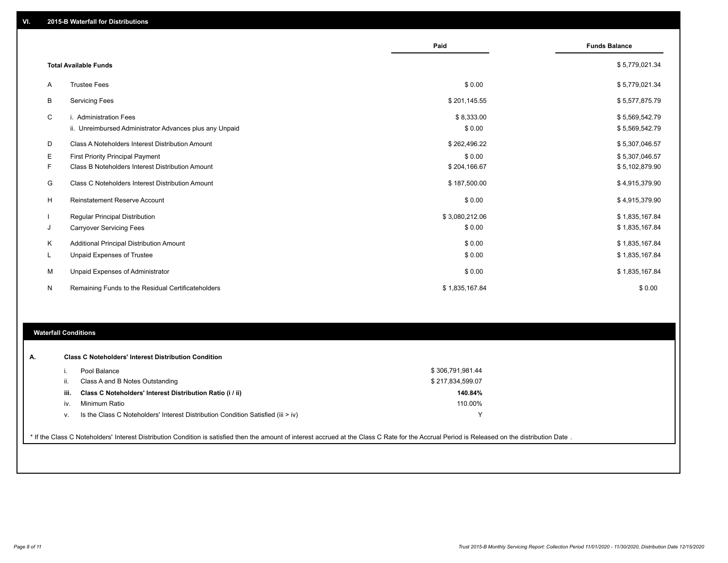## VI. 2015-B Waterfall for Distributions

| | | Paid | Funds Balance |
|---|---|---|---|
| | **Total Available Funds** | | $ 5,779,021.34 |
| A | Trustee Fees | $ 0.00 | $ 5,779,021.34 |
| B | Servicing Fees | $ 201,145.55 | $ 5,577,875.79 |
| C | i. Administration Fees | $ 8,333.00 | $ 5,569,542.79 |
| | ii. Unreimbursed Administrator Advances plus any Unpaid | $ 0.00 | $ 5,569,542.79 |
| D | Class A Noteholders Interest Distribution Amount | $ 262,496.22 | $ 5,307,046.57 |
| E | First Priority Principal Payment | $ 0.00 | $ 5,307,046.57 |
| F | Class B Noteholders Interest Distribution Amount | $ 204,166.67 | $ 5,102,879.90 |
| G | Class C Noteholders Interest Distribution Amount | $ 187,500.00 | $ 4,915,379.90 |
| H | Reinstatement Reserve Account | $ 0.00 | $ 4,915,379.90 |
| I | Regular Principal Distribution | $ 3,080,212.06 | $ 1,835,167.84 |
| J | Carryover Servicing Fees | $ 0.00 | $ 1,835,167.84 |
| K | Additional Principal Distribution Amount | $ 0.00 | $ 1,835,167.84 |
| L | Unpaid Expenses of Trustee | $ 0.00 | $ 1,835,167.84 |
| M | Unpaid Expenses of Administrator | $ 0.00 | $ 1,835,167.84 |
| N | Remaining Funds to the Residual Certificateholders | $ 1,835,167.84 | $ 0.00 |

### Waterfall Conditions

| | | |
|---|---|---|
| **A.** | **Class C Noteholders' Interest Distribution Condition** | |
| i. | Pool Balance | $ 306,791,981.44 |
| ii. | Class A and B Notes Outstanding | $ 217,834,599.07 |
| **iii.** | **Class C Noteholders' Interest Distribution Ratio (i / ii)** | **140.84%** |
| iv. | Minimum Ratio | 110.00% |
| v. | Is the Class C Noteholders' Interest Distribution Condition Satisfied (iii > iv) | Y |

* If the Class C Noteholders' Interest Distribution Condition is satisfied then the amount of interest accrued at the Class C Rate for the Accrual Period is Released on the distribution Date .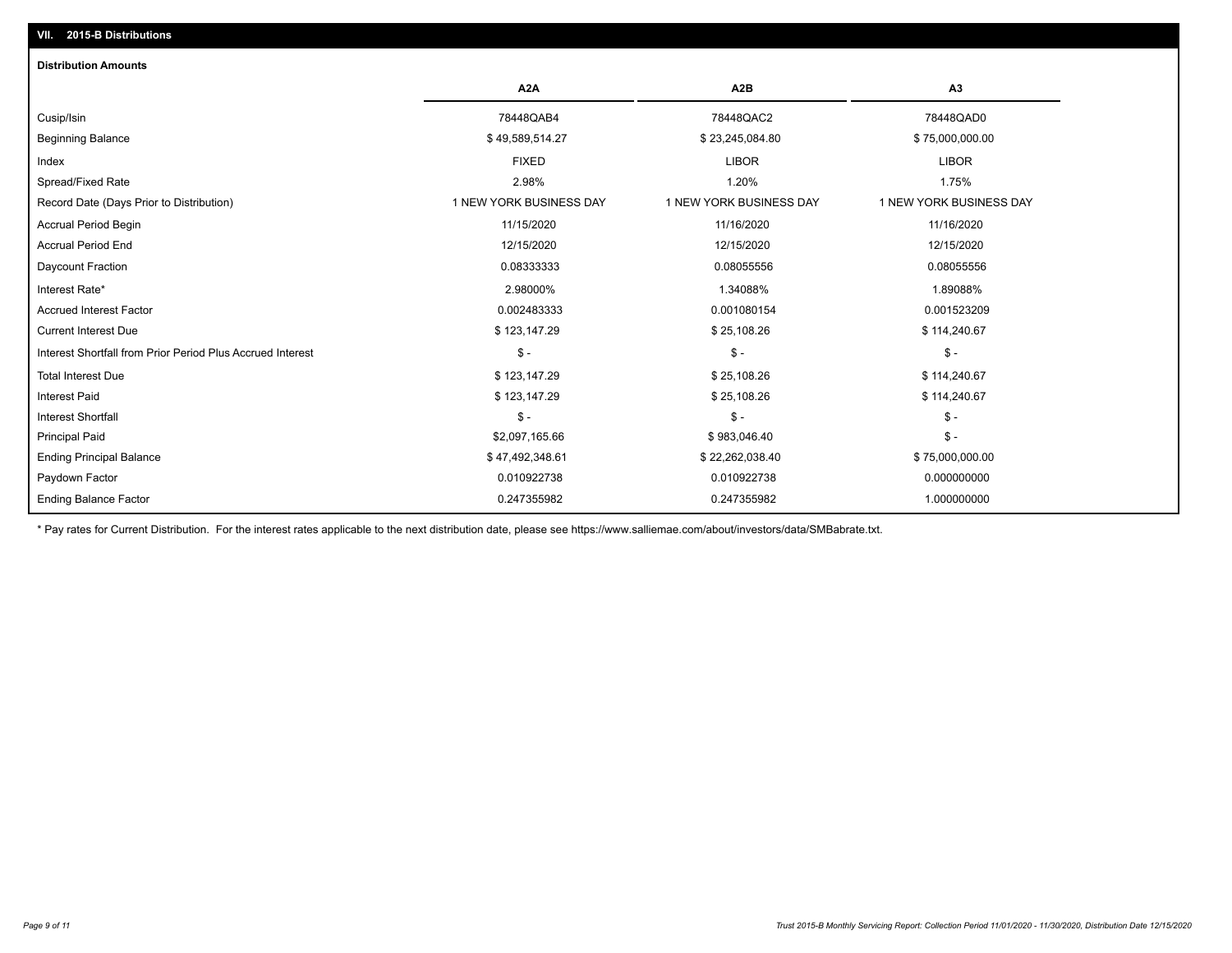## VII. 2015-B Distributions

### Distribution Amounts

| | A2A | A2B | A3 |
|---|---|---|---|
| Cusip/Isin | 78448QAB4 | 78448QAC2 | 78448QAD0 |
| Beginning Balance | $ 49,589,514.27 | $ 23,245,084.80 | $ 75,000,000.00 |
| Index | FIXED | LIBOR | LIBOR |
| Spread/Fixed Rate | 2.98% | 1.20% | 1.75% |
| Record Date (Days Prior to Distribution) | 1 NEW YORK BUSINESS DAY | 1 NEW YORK BUSINESS DAY | 1 NEW YORK BUSINESS DAY |
| Accrual Period Begin | 11/15/2020 | 11/16/2020 | 11/16/2020 |
| Accrual Period End | 12/15/2020 | 12/15/2020 | 12/15/2020 |
| Daycount Fraction | 0.08333333 | 0.08055556 | 0.08055556 |
| Interest Rate* | 2.98000% | 1.34088% | 1.89088% |
| Accrued Interest Factor | 0.002483333 | 0.001080154 | 0.001523209 |
| Current Interest Due | $ 123,147.29 | $ 25,108.26 | $ 114,240.67 |
| Interest Shortfall from Prior Period Plus Accrued Interest | $ - | $ - | $ - |
| Total Interest Due | $ 123,147.29 | $ 25,108.26 | $ 114,240.67 |
| Interest Paid | $ 123,147.29 | $ 25,108.26 | $ 114,240.67 |
| Interest Shortfall | $ - | $ - | $ - |
| Principal Paid | $2,097,165.66 | $ 983,046.40 | $ - |
| Ending Principal Balance | $ 47,492,348.61 | $ 22,262,038.40 | $ 75,000,000.00 |
| Paydown Factor | 0.010922738 | 0.010922738 | 0.000000000 |
| Ending Balance Factor | 0.247355982 | 0.247355982 | 1.000000000 |

* Pay rates for Current Distribution. For the interest rates applicable to the next distribution date, please see https://www.salliemae.com/about/investors/data/SMBabrate.txt.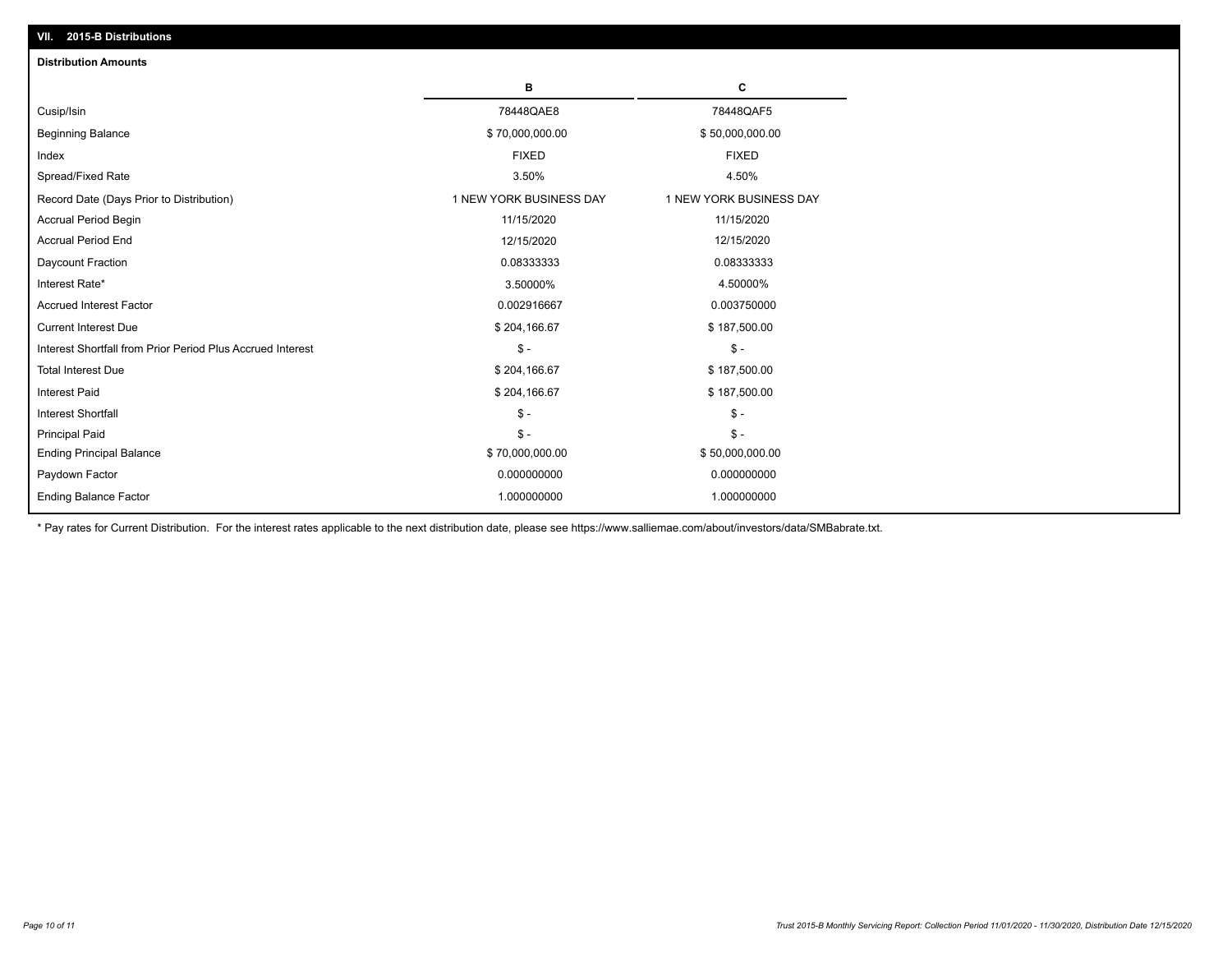## VII. 2015-B Distributions

### Distribution Amounts

| | B | C |
|---|---|---|
| Cusip/Isin | 78448QAE8 | 78448QAF5 |
| Beginning Balance | $ 70,000,000.00 | $ 50,000,000.00 |
| Index | FIXED | FIXED |
| Spread/Fixed Rate | 3.50% | 4.50% |
| Record Date (Days Prior to Distribution) | 1 NEW YORK BUSINESS DAY | 1 NEW YORK BUSINESS DAY |
| Accrual Period Begin | 11/15/2020 | 11/15/2020 |
| Accrual Period End | 12/15/2020 | 12/15/2020 |
| Daycount Fraction | 0.08333333 | 0.08333333 |
| Interest Rate* | 3.50000% | 4.50000% |
| Accrued Interest Factor | 0.002916667 | 0.003750000 |
| Current Interest Due | $ 204,166.67 | $ 187,500.00 |
| Interest Shortfall from Prior Period Plus Accrued Interest | $ - | $ - |
| Total Interest Due | $ 204,166.67 | $ 187,500.00 |
| Interest Paid | $ 204,166.67 | $ 187,500.00 |
| Interest Shortfall | $ - | $ - |
| Principal Paid | $ - | $ - |
| Ending Principal Balance | $ 70,000,000.00 | $ 50,000,000.00 |
| Paydown Factor | 0.000000000 | 0.000000000 |
| Ending Balance Factor | 1.000000000 | 1.000000000 |

* Pay rates for Current Distribution. For the interest rates applicable to the next distribution date, please see https://www.salliemae.com/about/investors/data/SMBabrate.txt.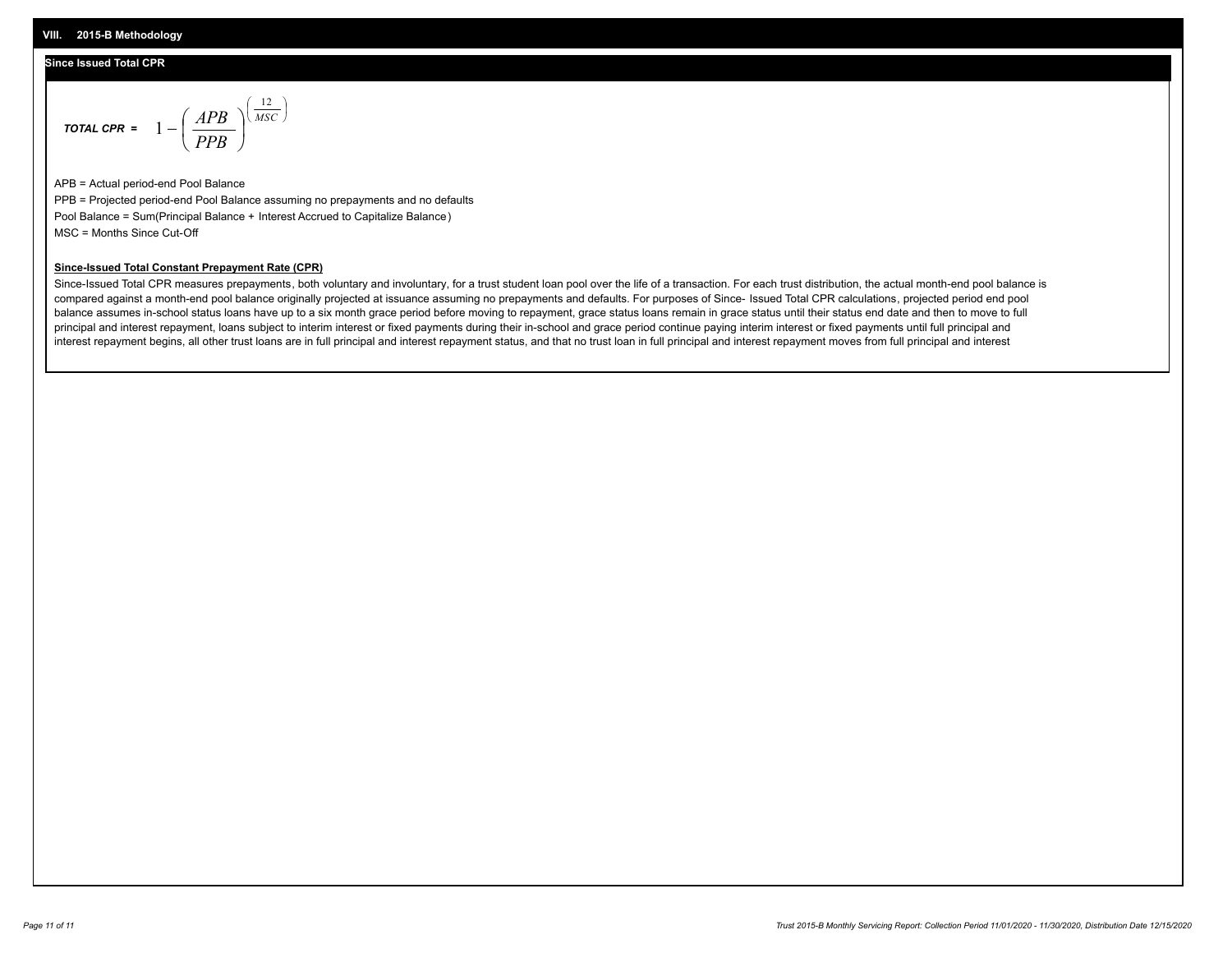## VIII. 2015-B Methodology

### Since Issued Total CPR

$$\textit{TOTAL CPR} = 1 - \left( \frac{APB}{PPB} \right)^{\left( \frac{12}{MSC} \right)}$$

APB = Actual period-end Pool Balance

PPB = Projected period-end Pool Balance assuming no prepayments and no defaults

Pool Balance = Sum(Principal Balance + Interest Accrued to Capitalize Balance)

MSC = Months Since Cut-Off

**Since-Issued Total Constant Prepayment Rate (CPR)**

Since-Issued Total CPR measures prepayments, both voluntary and involuntary, for a trust student loan pool over the life of a transaction. For each trust distribution, the actual month-end pool balance is compared against a month-end pool balance originally projected at issuance assuming no prepayments and defaults. For purposes of Since- Issued Total CPR calculations, projected period end pool balance assumes in-school status loans have up to a six month grace period before moving to repayment, grace status loans remain in grace status until their status end date and then to move to full principal and interest repayment, loans subject to interim interest or fixed payments during their in-school and grace period continue paying interim interest or fixed payments until full principal and interest repayment begins, all other trust loans are in full principal and interest repayment status, and that no trust loan in full principal and interest repayment moves from full principal and interest